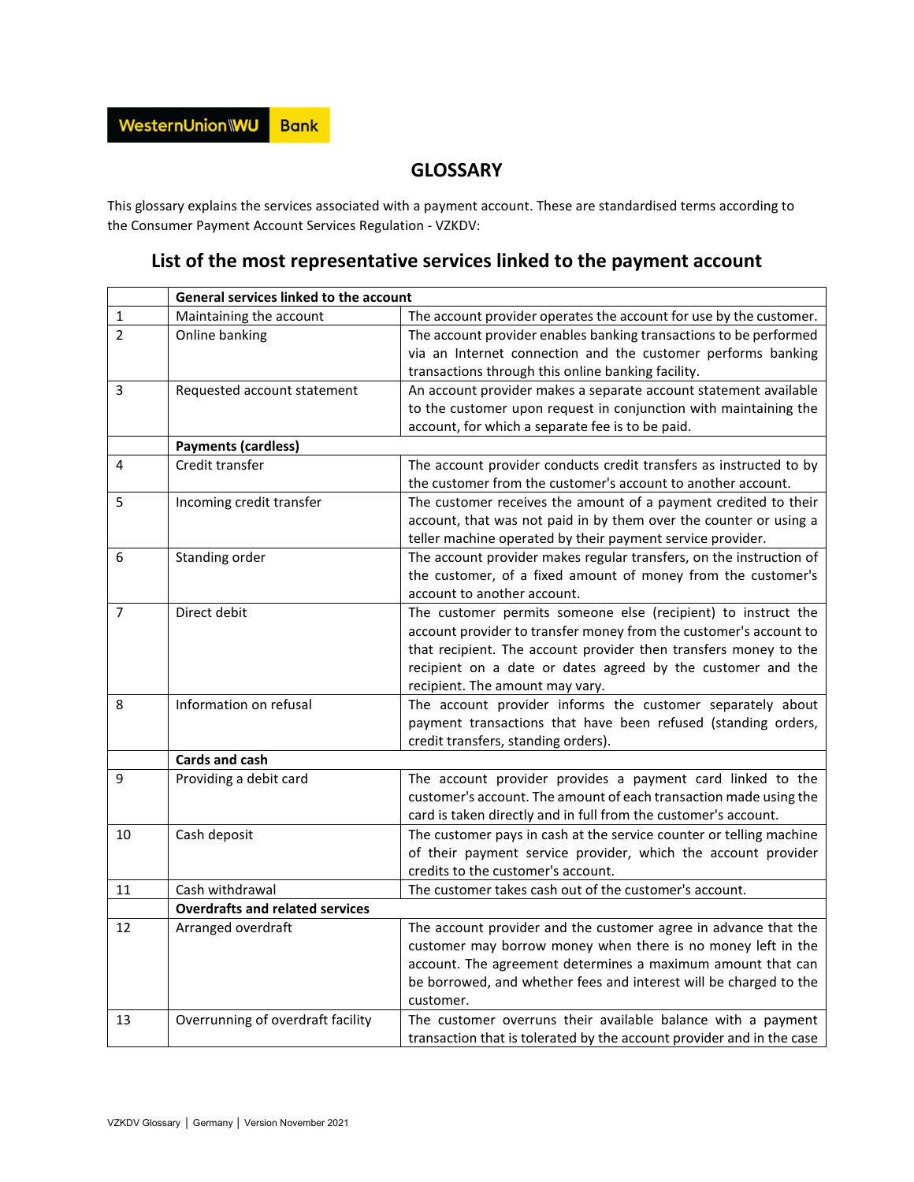WesternUnion WU Bank

# GLOSSARY

This glossary explains the services associated with a payment account. These are standardised terms according to the Consumer Payment Account Services Regulation - VZKDV:

## List of the most representative services linked to the payment account

| | **General services linked to the account** | |
|---|---|---|
| 1 | Maintaining the account | The account provider operates the account for use by the customer. |
| 2 | Online banking | The account provider enables banking transactions to be performed via an Internet connection and the customer performs banking transactions through this online banking facility. |
| 3 | Requested account statement | An account provider makes a separate account statement available to the customer upon request in conjunction with maintaining the account, for which a separate fee is to be paid. |
| | **Payments (cardless)** | |
| 4 | Credit transfer | The account provider conducts credit transfers as instructed to by the customer from the customer's account to another account. |
| 5 | Incoming credit transfer | The customer receives the amount of a payment credited to their account, that was not paid in by them over the counter or using a teller machine operated by their payment service provider. |
| 6 | Standing order | The account provider makes regular transfers, on the instruction of the customer, of a fixed amount of money from the customer's account to another account. |
| 7 | Direct debit | The customer permits someone else (recipient) to instruct the account provider to transfer money from the customer's account to that recipient. The account provider then transfers money to the recipient on a date or dates agreed by the customer and the recipient. The amount may vary. |
| 8 | Information on refusal | The account provider informs the customer separately about payment transactions that have been refused (standing orders, credit transfers, standing orders). |
| | **Cards and cash** | |
| 9 | Providing a debit card | The account provider provides a payment card linked to the customer's account. The amount of each transaction made using the card is taken directly and in full from the customer's account. |
| 10 | Cash deposit | The customer pays in cash at the service counter or telling machine of their payment service provider, which the account provider credits to the customer's account. |
| 11 | Cash withdrawal | The customer takes cash out of the customer's account. |
| | **Overdrafts and related services** | |
| 12 | Arranged overdraft | The account provider and the customer agree in advance that the customer may borrow money when there is no money left in the account. The agreement determines a maximum amount that can be borrowed, and whether fees and interest will be charged to the customer. |
| 13 | Overrunning of overdraft facility | The customer overruns their available balance with a payment transaction that is tolerated by the account provider and in the case |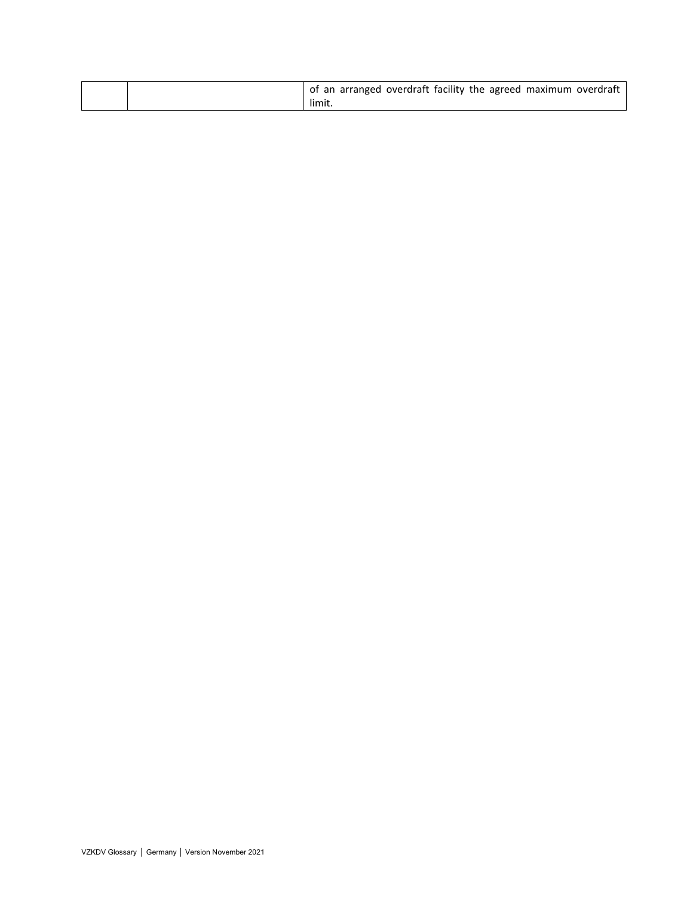| | | |
|---|---|---|
| | | of an arranged overdraft facility the agreed maximum overdraft limit. |